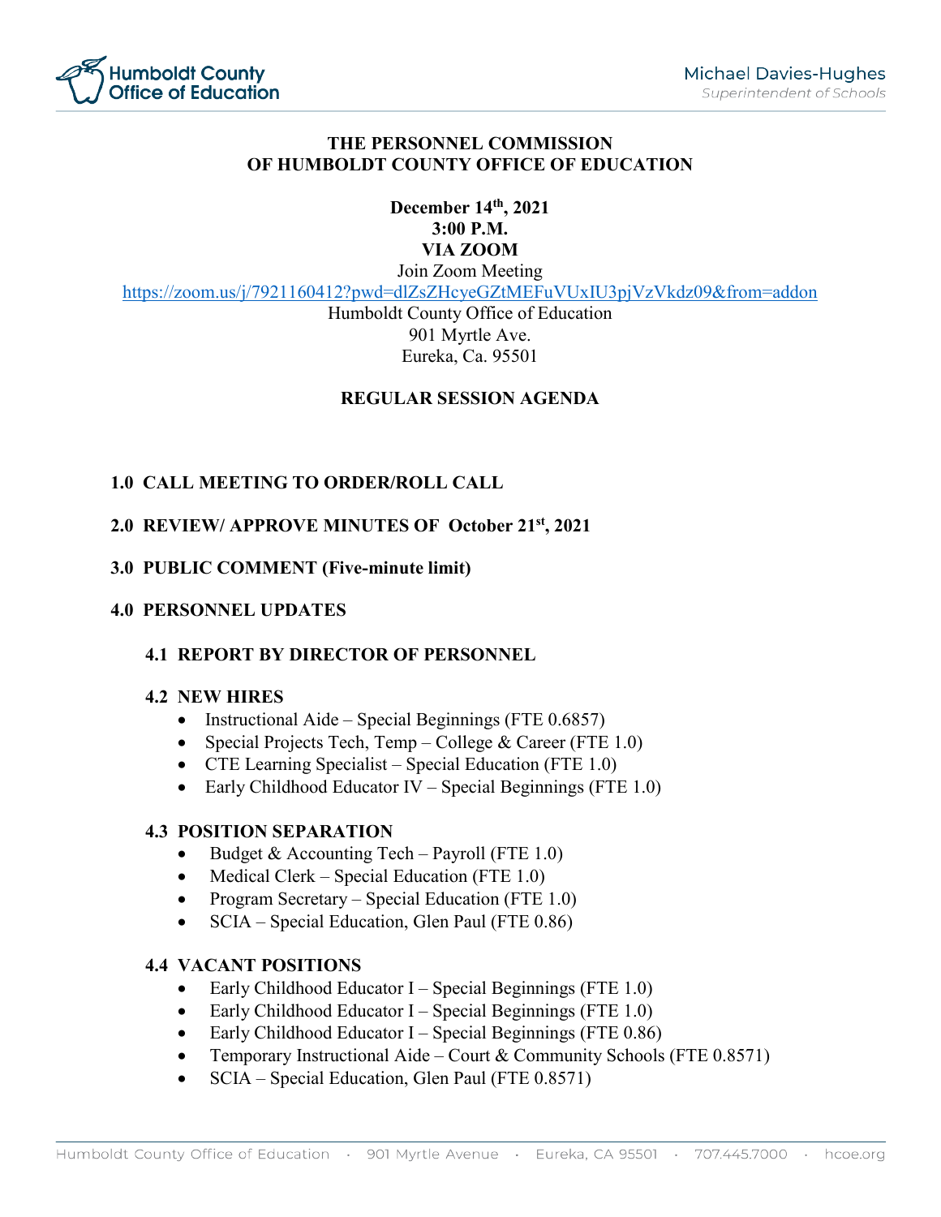# THE PERSONNEL COMMISSION OF HUMBOLDT COUNTY OFFICE OF EDUCATION

**December 14th, 2021**
**3:00 P.M.**
**VIA ZOOM**

Join Zoom Meeting
https://zoom.us/j/7921160412?pwd=dlZsZHcyeGZtMEFuVUxIU3pjVzVkdz09&from=addon
Humboldt County Office of Education
901 Myrtle Ave.
Eureka, Ca. 95501

## REGULAR SESSION AGENDA

### 1.0 CALL MEETING TO ORDER/ROLL CALL

### 2.0 REVIEW/ APPROVE MINUTES OF October 21st, 2021

### 3.0 PUBLIC COMMENT (Five-minute limit)

### 4.0 PERSONNEL UPDATES

#### 4.1 REPORT BY DIRECTOR OF PERSONNEL

#### 4.2 NEW HIRES

- Instructional Aide – Special Beginnings (FTE 0.6857)
- Special Projects Tech, Temp – College & Career (FTE 1.0)
- CTE Learning Specialist – Special Education (FTE 1.0)
- Early Childhood Educator IV – Special Beginnings (FTE 1.0)

#### 4.3 POSITION SEPARATION

- Budget & Accounting Tech – Payroll (FTE 1.0)
- Medical Clerk – Special Education (FTE 1.0)
- Program Secretary – Special Education (FTE 1.0)
- SCIA – Special Education, Glen Paul (FTE 0.86)

#### 4.4 VACANT POSITIONS

- Early Childhood Educator I – Special Beginnings (FTE 1.0)
- Early Childhood Educator I – Special Beginnings (FTE 1.0)
- Early Childhood Educator I – Special Beginnings (FTE 0.86)
- Temporary Instructional Aide – Court & Community Schools (FTE 0.8571)
- SCIA – Special Education, Glen Paul (FTE 0.8571)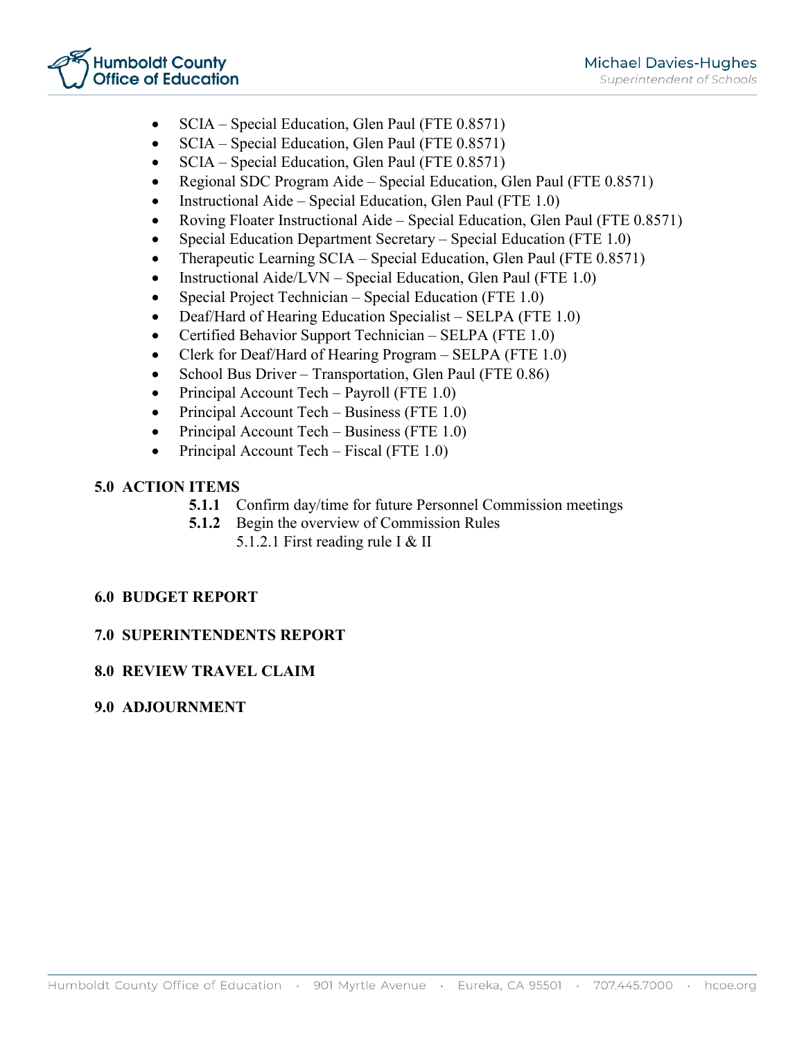- SCIA – Special Education, Glen Paul (FTE 0.8571)
- SCIA – Special Education, Glen Paul (FTE 0.8571)
- SCIA – Special Education, Glen Paul (FTE 0.8571)
- Regional SDC Program Aide – Special Education, Glen Paul (FTE 0.8571)
- Instructional Aide – Special Education, Glen Paul (FTE 1.0)
- Roving Floater Instructional Aide – Special Education, Glen Paul (FTE 0.8571)
- Special Education Department Secretary – Special Education (FTE 1.0)
- Therapeutic Learning SCIA – Special Education, Glen Paul (FTE 0.8571)
- Instructional Aide/LVN – Special Education, Glen Paul (FTE 1.0)
- Special Project Technician – Special Education (FTE 1.0)
- Deaf/Hard of Hearing Education Specialist – SELPA (FTE 1.0)
- Certified Behavior Support Technician – SELPA (FTE 1.0)
- Clerk for Deaf/Hard of Hearing Program – SELPA (FTE 1.0)
- School Bus Driver – Transportation, Glen Paul (FTE 0.86)
- Principal Account Tech – Payroll (FTE 1.0)
- Principal Account Tech – Business (FTE 1.0)
- Principal Account Tech – Business (FTE 1.0)
- Principal Account Tech – Fiscal (FTE 1.0)

**5.0 ACTION ITEMS**

**5.1.1** Confirm day/time for future Personnel Commission meetings

**5.1.2** Begin the overview of Commission Rules

5.1.2.1 First reading rule I & II

**6.0 BUDGET REPORT**

**7.0 SUPERINTENDENTS REPORT**

**8.0 REVIEW TRAVEL CLAIM**

**9.0 ADJOURNMENT**